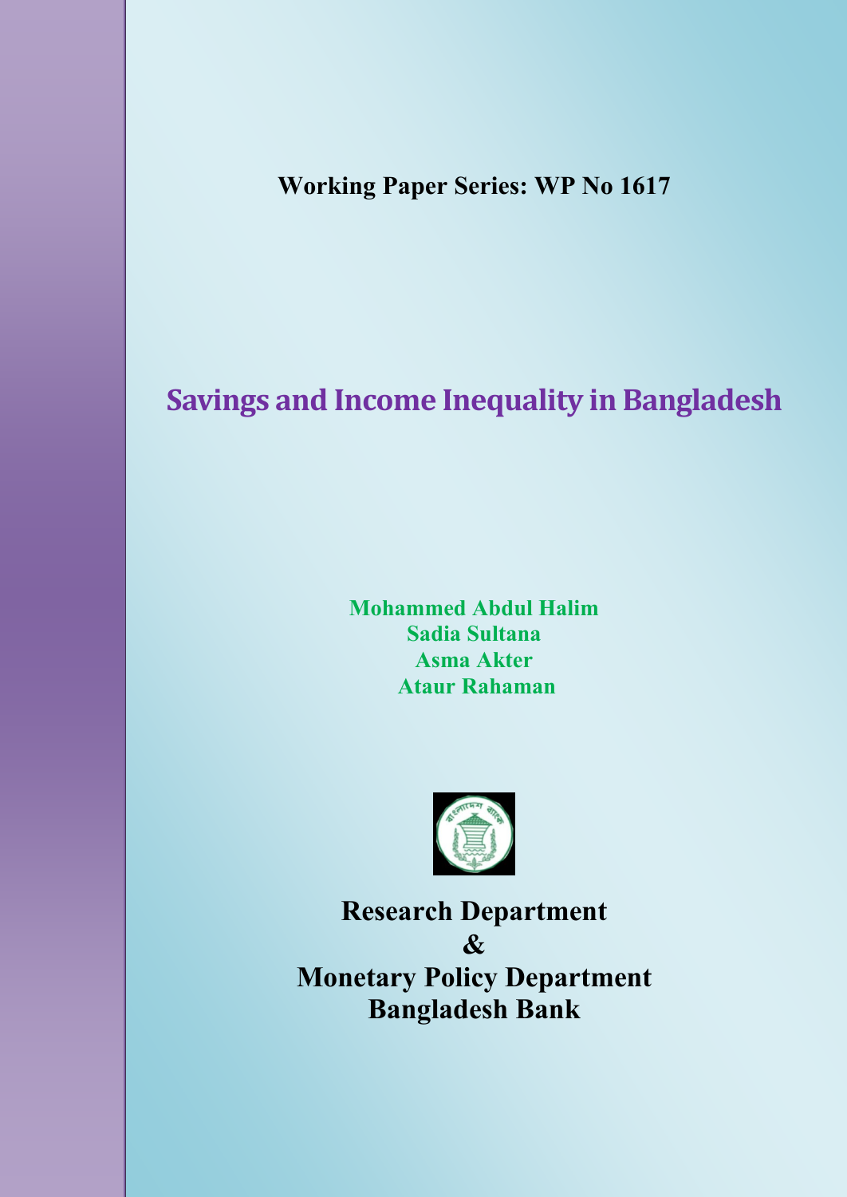**Working Paper Series: WP No 1617**

# Savings and Income Inequality in Bangladesh

**Mohammed Abdul Halim**
**Sadia Sultana**
**Asma Akter**
**Ataur Rahaman**

**Research Department**
**&**
**Monetary Policy Department**
**Bangladesh Bank**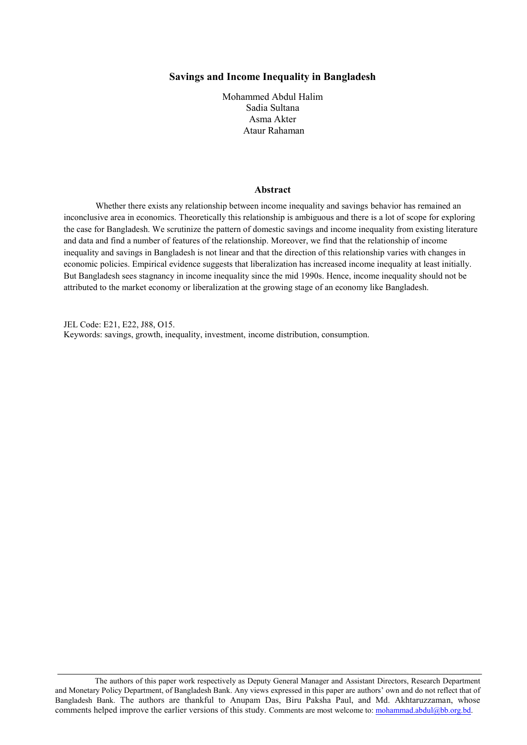# Savings and Income Inequality in Bangladesh

Mohammed Abdul Halim
Sadia Sultana
Asma Akter
Ataur Rahaman

## Abstract

Whether there exists any relationship between income inequality and savings behavior has remained an inconclusive area in economics. Theoretically this relationship is ambiguous and there is a lot of scope for exploring the case for Bangladesh. We scrutinize the pattern of domestic savings and income inequality from existing literature and data and find a number of features of the relationship. Moreover, we find that the relationship of income inequality and savings in Bangladesh is not linear and that the direction of this relationship varies with changes in economic policies. Empirical evidence suggests that liberalization has increased income inequality at least initially. But Bangladesh sees stagnancy in income inequality since the mid 1990s. Hence, income inequality should not be attributed to the market economy or liberalization at the growing stage of an economy like Bangladesh.

JEL Code: E21, E22, J88, O15.
Keywords: savings, growth, inequality, investment, income distribution, consumption.

---

The authors of this paper work respectively as Deputy General Manager and Assistant Directors, Research Department and Monetary Policy Department, of Bangladesh Bank. Any views expressed in this paper are authors' own and do not reflect that of Bangladesh Bank. The authors are thankful to Anupam Das, Biru Paksha Paul, and Md. Akhtaruzzaman, whose comments helped improve the earlier versions of this study. Comments are most welcome to: mohammad.abdul@bb.org.bd.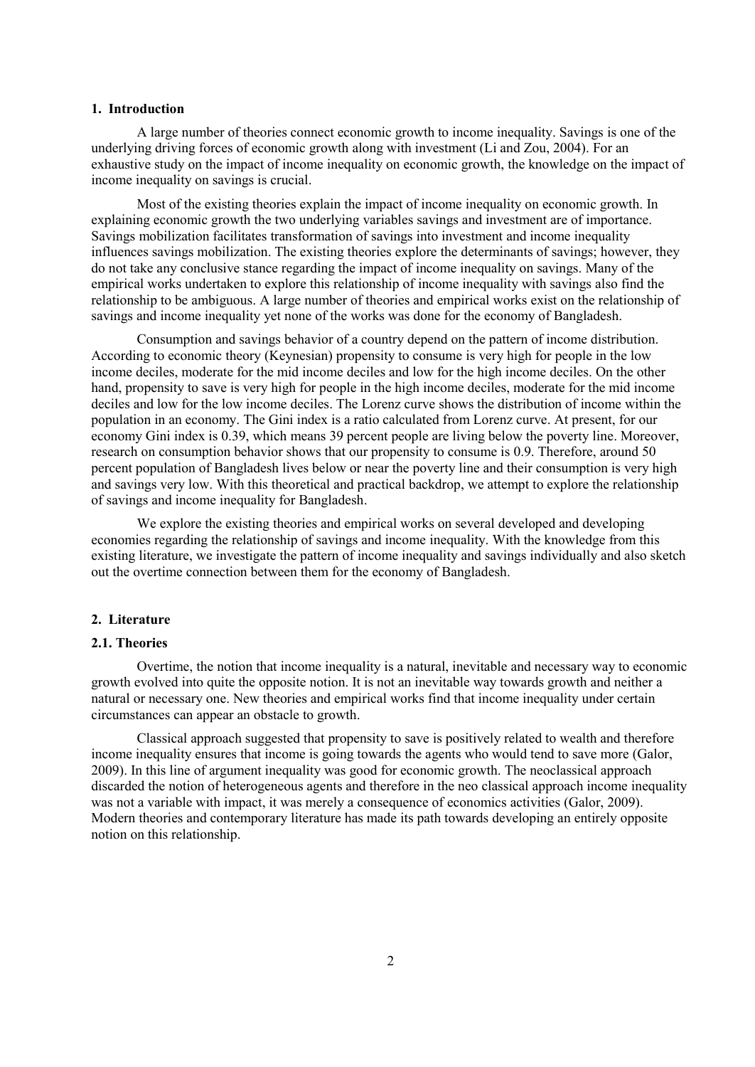## 1. Introduction

A large number of theories connect economic growth to income inequality. Savings is one of the underlying driving forces of economic growth along with investment (Li and Zou, 2004). For an exhaustive study on the impact of income inequality on economic growth, the knowledge on the impact of income inequality on savings is crucial.

Most of the existing theories explain the impact of income inequality on economic growth. In explaining economic growth the two underlying variables savings and investment are of importance. Savings mobilization facilitates transformation of savings into investment and income inequality influences savings mobilization. The existing theories explore the determinants of savings; however, they do not take any conclusive stance regarding the impact of income inequality on savings. Many of the empirical works undertaken to explore this relationship of income inequality with savings also find the relationship to be ambiguous. A large number of theories and empirical works exist on the relationship of savings and income inequality yet none of the works was done for the economy of Bangladesh.

Consumption and savings behavior of a country depend on the pattern of income distribution. According to economic theory (Keynesian) propensity to consume is very high for people in the low income deciles, moderate for the mid income deciles and low for the high income deciles. On the other hand, propensity to save is very high for people in the high income deciles, moderate for the mid income deciles and low for the low income deciles. The Lorenz curve shows the distribution of income within the population in an economy. The Gini index is a ratio calculated from Lorenz curve. At present, for our economy Gini index is 0.39, which means 39 percent people are living below the poverty line. Moreover, research on consumption behavior shows that our propensity to consume is 0.9. Therefore, around 50 percent population of Bangladesh lives below or near the poverty line and their consumption is very high and savings very low. With this theoretical and practical backdrop, we attempt to explore the relationship of savings and income inequality for Bangladesh.

We explore the existing theories and empirical works on several developed and developing economies regarding the relationship of savings and income inequality. With the knowledge from this existing literature, we investigate the pattern of income inequality and savings individually and also sketch out the overtime connection between them for the economy of Bangladesh.

## 2. Literature

### 2.1. Theories

Overtime, the notion that income inequality is a natural, inevitable and necessary way to economic growth evolved into quite the opposite notion. It is not an inevitable way towards growth and neither a natural or necessary one. New theories and empirical works find that income inequality under certain circumstances can appear an obstacle to growth.

Classical approach suggested that propensity to save is positively related to wealth and therefore income inequality ensures that income is going towards the agents who would tend to save more (Galor, 2009). In this line of argument inequality was good for economic growth. The neoclassical approach discarded the notion of heterogeneous agents and therefore in the neo classical approach income inequality was not a variable with impact, it was merely a consequence of economics activities (Galor, 2009). Modern theories and contemporary literature has made its path towards developing an entirely opposite notion on this relationship.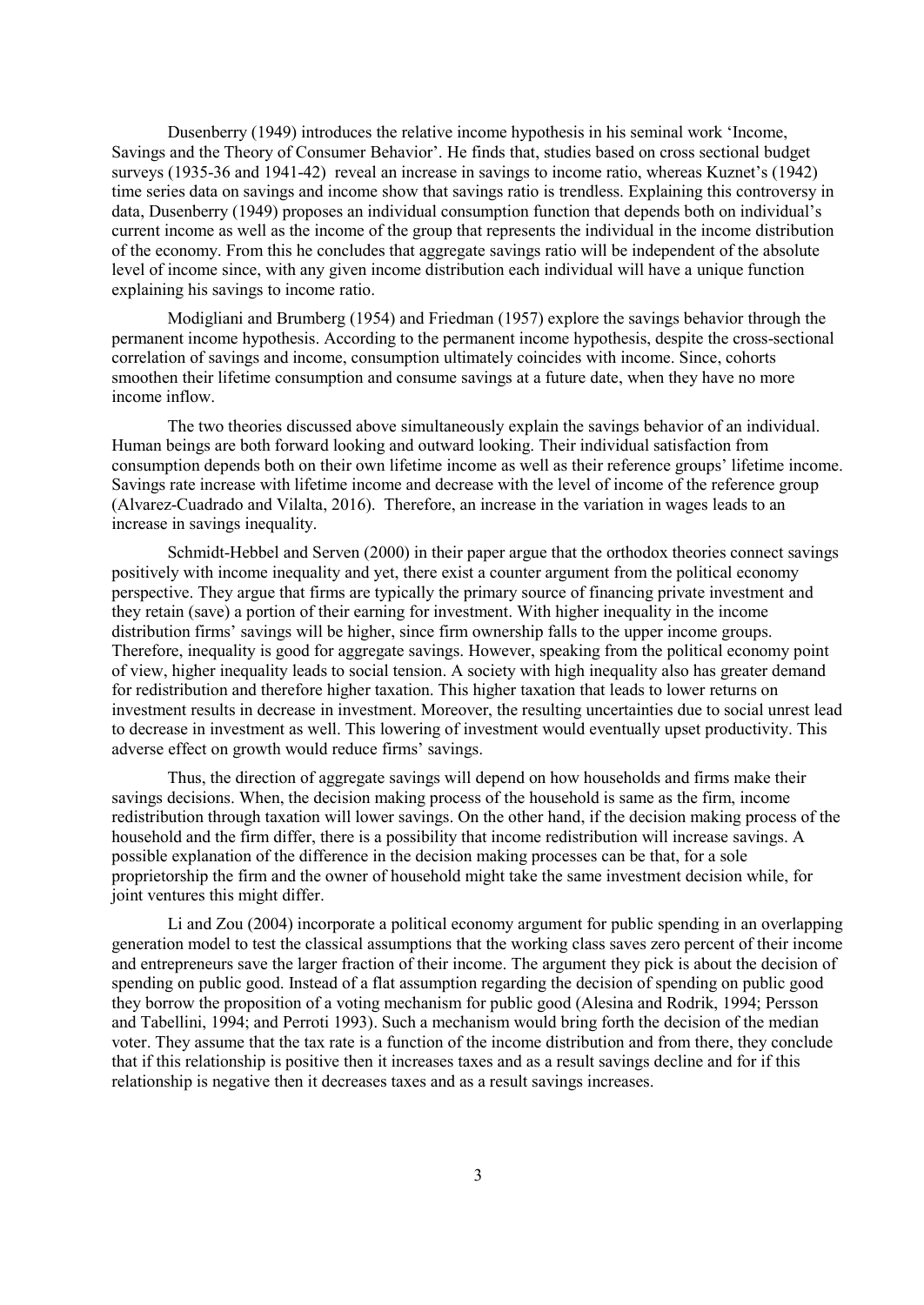Dusenberry (1949) introduces the relative income hypothesis in his seminal work 'Income, Savings and the Theory of Consumer Behavior'. He finds that, studies based on cross sectional budget surveys (1935-36 and 1941-42) reveal an increase in savings to income ratio, whereas Kuznet's (1942) time series data on savings and income show that savings ratio is trendless. Explaining this controversy in data, Dusenberry (1949) proposes an individual consumption function that depends both on individual's current income as well as the income of the group that represents the individual in the income distribution of the economy. From this he concludes that aggregate savings ratio will be independent of the absolute level of income since, with any given income distribution each individual will have a unique function explaining his savings to income ratio.

Modigliani and Brumberg (1954) and Friedman (1957) explore the savings behavior through the permanent income hypothesis. According to the permanent income hypothesis, despite the cross-sectional correlation of savings and income, consumption ultimately coincides with income. Since, cohorts smoothen their lifetime consumption and consume savings at a future date, when they have no more income inflow.

The two theories discussed above simultaneously explain the savings behavior of an individual. Human beings are both forward looking and outward looking. Their individual satisfaction from consumption depends both on their own lifetime income as well as their reference groups' lifetime income. Savings rate increase with lifetime income and decrease with the level of income of the reference group (Alvarez-Cuadrado and Vilalta, 2016). Therefore, an increase in the variation in wages leads to an increase in savings inequality.

Schmidt-Hebbel and Serven (2000) in their paper argue that the orthodox theories connect savings positively with income inequality and yet, there exist a counter argument from the political economy perspective. They argue that firms are typically the primary source of financing private investment and they retain (save) a portion of their earning for investment. With higher inequality in the income distribution firms' savings will be higher, since firm ownership falls to the upper income groups. Therefore, inequality is good for aggregate savings. However, speaking from the political economy point of view, higher inequality leads to social tension. A society with high inequality also has greater demand for redistribution and therefore higher taxation. This higher taxation that leads to lower returns on investment results in decrease in investment. Moreover, the resulting uncertainties due to social unrest lead to decrease in investment as well. This lowering of investment would eventually upset productivity. This adverse effect on growth would reduce firms' savings.

Thus, the direction of aggregate savings will depend on how households and firms make their savings decisions. When, the decision making process of the household is same as the firm, income redistribution through taxation will lower savings. On the other hand, if the decision making process of the household and the firm differ, there is a possibility that income redistribution will increase savings. A possible explanation of the difference in the decision making processes can be that, for a sole proprietorship the firm and the owner of household might take the same investment decision while, for joint ventures this might differ.

Li and Zou (2004) incorporate a political economy argument for public spending in an overlapping generation model to test the classical assumptions that the working class saves zero percent of their income and entrepreneurs save the larger fraction of their income. The argument they pick is about the decision of spending on public good. Instead of a flat assumption regarding the decision of spending on public good they borrow the proposition of a voting mechanism for public good (Alesina and Rodrik, 1994; Persson and Tabellini, 1994; and Perroti 1993). Such a mechanism would bring forth the decision of the median voter. They assume that the tax rate is a function of the income distribution and from there, they conclude that if this relationship is positive then it increases taxes and as a result savings decline and for if this relationship is negative then it decreases taxes and as a result savings increases.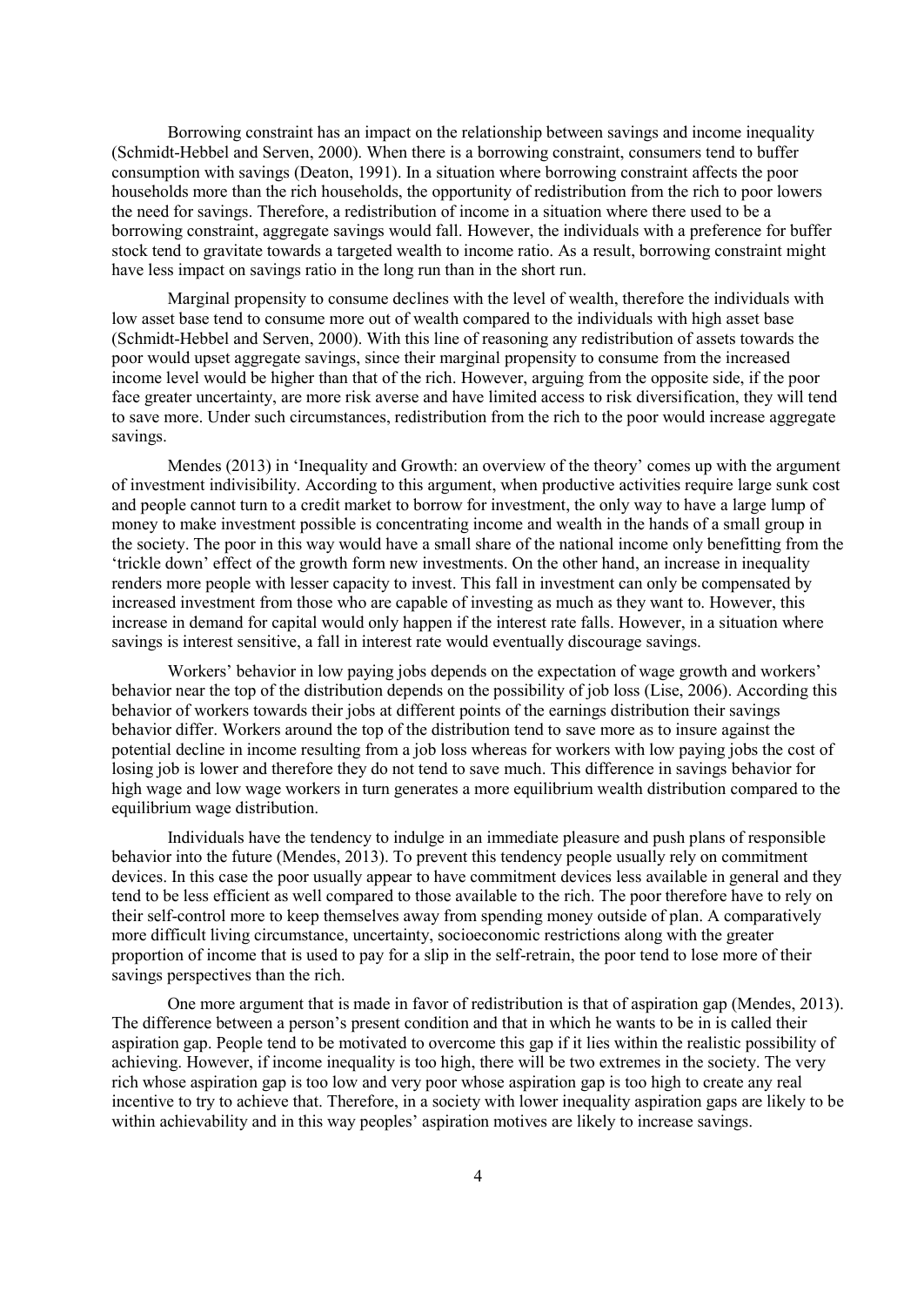Borrowing constraint has an impact on the relationship between savings and income inequality (Schmidt-Hebbel and Serven, 2000). When there is a borrowing constraint, consumers tend to buffer consumption with savings (Deaton, 1991). In a situation where borrowing constraint affects the poor households more than the rich households, the opportunity of redistribution from the rich to poor lowers the need for savings. Therefore, a redistribution of income in a situation where there used to be a borrowing constraint, aggregate savings would fall. However, the individuals with a preference for buffer stock tend to gravitate towards a targeted wealth to income ratio. As a result, borrowing constraint might have less impact on savings ratio in the long run than in the short run.

Marginal propensity to consume declines with the level of wealth, therefore the individuals with low asset base tend to consume more out of wealth compared to the individuals with high asset base (Schmidt-Hebbel and Serven, 2000). With this line of reasoning any redistribution of assets towards the poor would upset aggregate savings, since their marginal propensity to consume from the increased income level would be higher than that of the rich. However, arguing from the opposite side, if the poor face greater uncertainty, are more risk averse and have limited access to risk diversification, they will tend to save more. Under such circumstances, redistribution from the rich to the poor would increase aggregate savings.

Mendes (2013) in 'Inequality and Growth: an overview of the theory' comes up with the argument of investment indivisibility. According to this argument, when productive activities require large sunk cost and people cannot turn to a credit market to borrow for investment, the only way to have a large lump of money to make investment possible is concentrating income and wealth in the hands of a small group in the society. The poor in this way would have a small share of the national income only benefitting from the 'trickle down' effect of the growth form new investments. On the other hand, an increase in inequality renders more people with lesser capacity to invest. This fall in investment can only be compensated by increased investment from those who are capable of investing as much as they want to. However, this increase in demand for capital would only happen if the interest rate falls. However, in a situation where savings is interest sensitive, a fall in interest rate would eventually discourage savings.

Workers' behavior in low paying jobs depends on the expectation of wage growth and workers' behavior near the top of the distribution depends on the possibility of job loss (Lise, 2006). According this behavior of workers towards their jobs at different points of the earnings distribution their savings behavior differ. Workers around the top of the distribution tend to save more as to insure against the potential decline in income resulting from a job loss whereas for workers with low paying jobs the cost of losing job is lower and therefore they do not tend to save much. This difference in savings behavior for high wage and low wage workers in turn generates a more equilibrium wealth distribution compared to the equilibrium wage distribution.

Individuals have the tendency to indulge in an immediate pleasure and push plans of responsible behavior into the future (Mendes, 2013). To prevent this tendency people usually rely on commitment devices. In this case the poor usually appear to have commitment devices less available in general and they tend to be less efficient as well compared to those available to the rich. The poor therefore have to rely on their self-control more to keep themselves away from spending money outside of plan. A comparatively more difficult living circumstance, uncertainty, socioeconomic restrictions along with the greater proportion of income that is used to pay for a slip in the self-retrain, the poor tend to lose more of their savings perspectives than the rich.

One more argument that is made in favor of redistribution is that of aspiration gap (Mendes, 2013). The difference between a person's present condition and that in which he wants to be in is called their aspiration gap. People tend to be motivated to overcome this gap if it lies within the realistic possibility of achieving. However, if income inequality is too high, there will be two extremes in the society. The very rich whose aspiration gap is too low and very poor whose aspiration gap is too high to create any real incentive to try to achieve that. Therefore, in a society with lower inequality aspiration gaps are likely to be within achievability and in this way peoples' aspiration motives are likely to increase savings.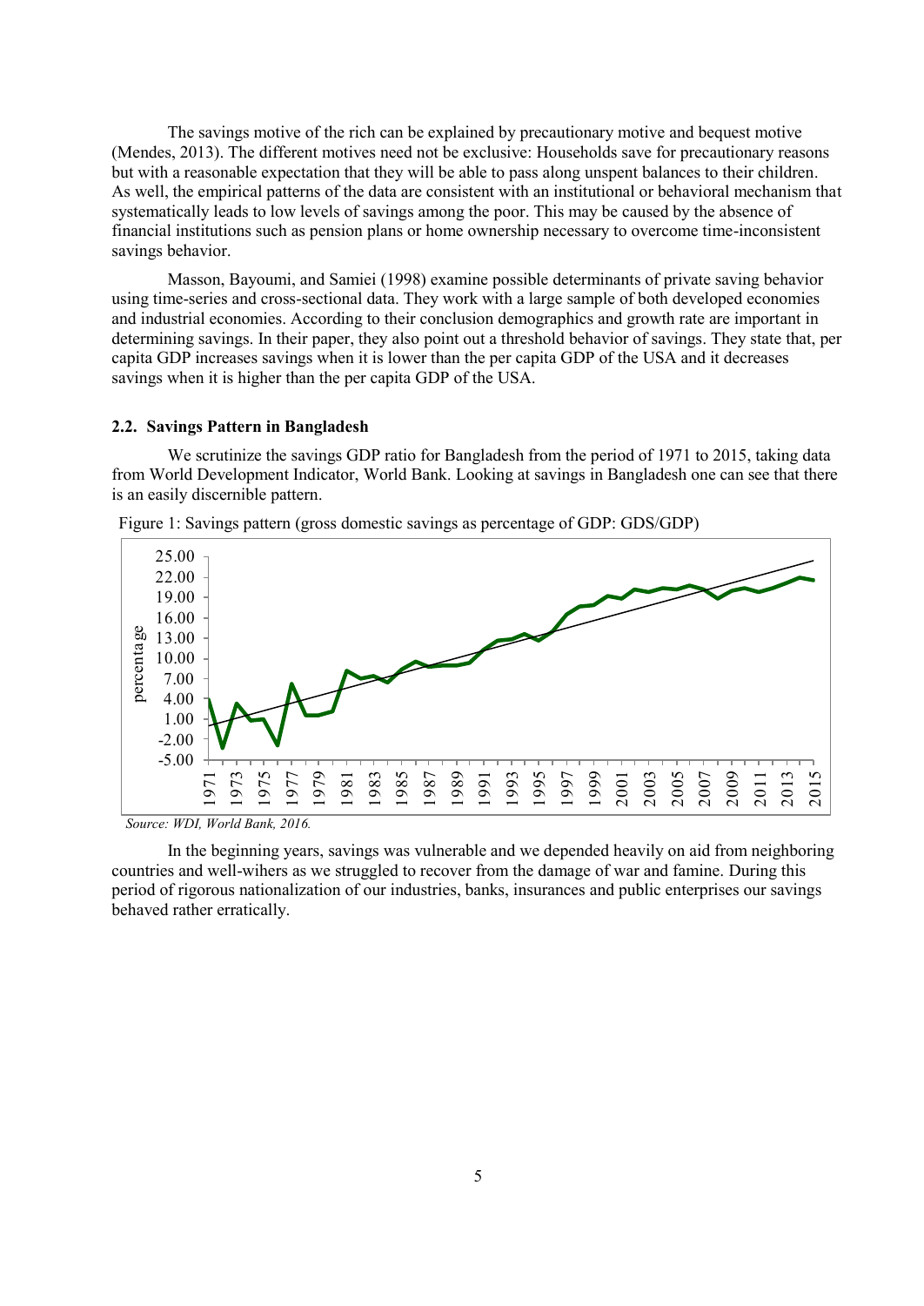The savings motive of the rich can be explained by precautionary motive and bequest motive (Mendes, 2013). The different motives need not be exclusive: Households save for precautionary reasons but with a reasonable expectation that they will be able to pass along unspent balances to their children. As well, the empirical patterns of the data are consistent with an institutional or behavioral mechanism that systematically leads to low levels of savings among the poor. This may be caused by the absence of financial institutions such as pension plans or home ownership necessary to overcome time-inconsistent savings behavior.

Masson, Bayoumi, and Samiei (1998) examine possible determinants of private saving behavior using time-series and cross-sectional data. They work with a large sample of both developed economies and industrial economies. According to their conclusion demographics and growth rate are important in determining savings. In their paper, they also point out a threshold behavior of savings. They state that, per capita GDP increases savings when it is lower than the per capita GDP of the USA and it decreases savings when it is higher than the per capita GDP of the USA.

### 2.2. Savings Pattern in Bangladesh

We scrutinize the savings GDP ratio for Bangladesh from the period of 1971 to 2015, taking data from World Development Indicator, World Bank. Looking at savings in Bangladesh one can see that there is an easily discernible pattern.

Figure 1: Savings pattern (gross domestic savings as percentage of GDP: GDS/GDP)

*Source: WDI, World Bank, 2016.*

In the beginning years, savings was vulnerable and we depended heavily on aid from neighboring countries and well-wihers as we struggled to recover from the damage of war and famine. During this period of rigorous nationalization of our industries, banks, insurances and public enterprises our savings behaved rather erratically.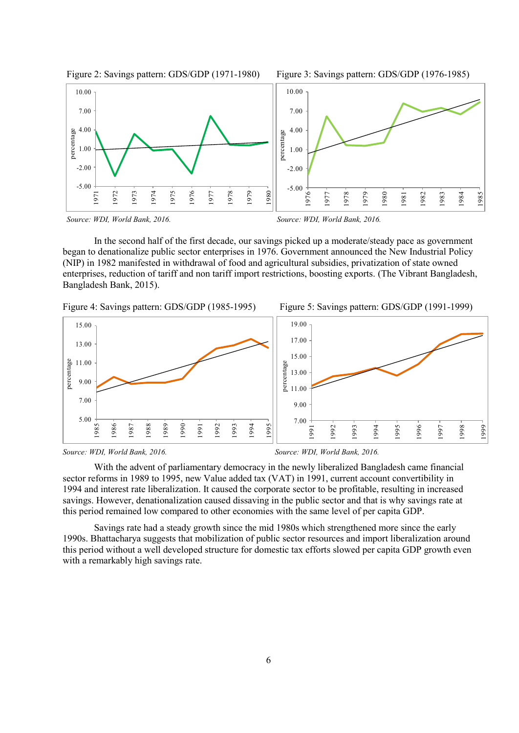Figure 2: Savings pattern: GDS/GDP (1971-1980)

*Source: WDI, World Bank, 2016.*

Figure 3: Savings pattern: GDS/GDP (1976-1985)

*Source: WDI, World Bank, 2016.*

In the second half of the first decade, our savings picked up a moderate/steady pace as government began to denationalize public sector enterprises in 1976. Government announced the New Industrial Policy (NIP) in 1982 manifested in withdrawal of food and agricultural subsidies, privatization of state owned enterprises, reduction of tariff and non tariff import restrictions, boosting exports. (The Vibrant Bangladesh, Bangladesh Bank, 2015).

Figure 4: Savings pattern: GDS/GDP (1985-1995)

*Source: WDI, World Bank, 2016.*

Figure 5: Savings pattern: GDS/GDP (1991-1999)

*Source: WDI, World Bank, 2016.*

With the advent of parliamentary democracy in the newly liberalized Bangladesh came financial sector reforms in 1989 to 1995, new Value added tax (VAT) in 1991, current account convertibility in 1994 and interest rate liberalization. It caused the corporate sector to be profitable, resulting in increased savings. However, denationalization caused dissaving in the public sector and that is why savings rate at this period remained low compared to other economies with the same level of per capita GDP.

Savings rate had a steady growth since the mid 1980s which strengthened more since the early 1990s. Bhattacharya suggests that mobilization of public sector resources and import liberalization around this period without a well developed structure for domestic tax efforts slowed per capita GDP growth even with a remarkably high savings rate.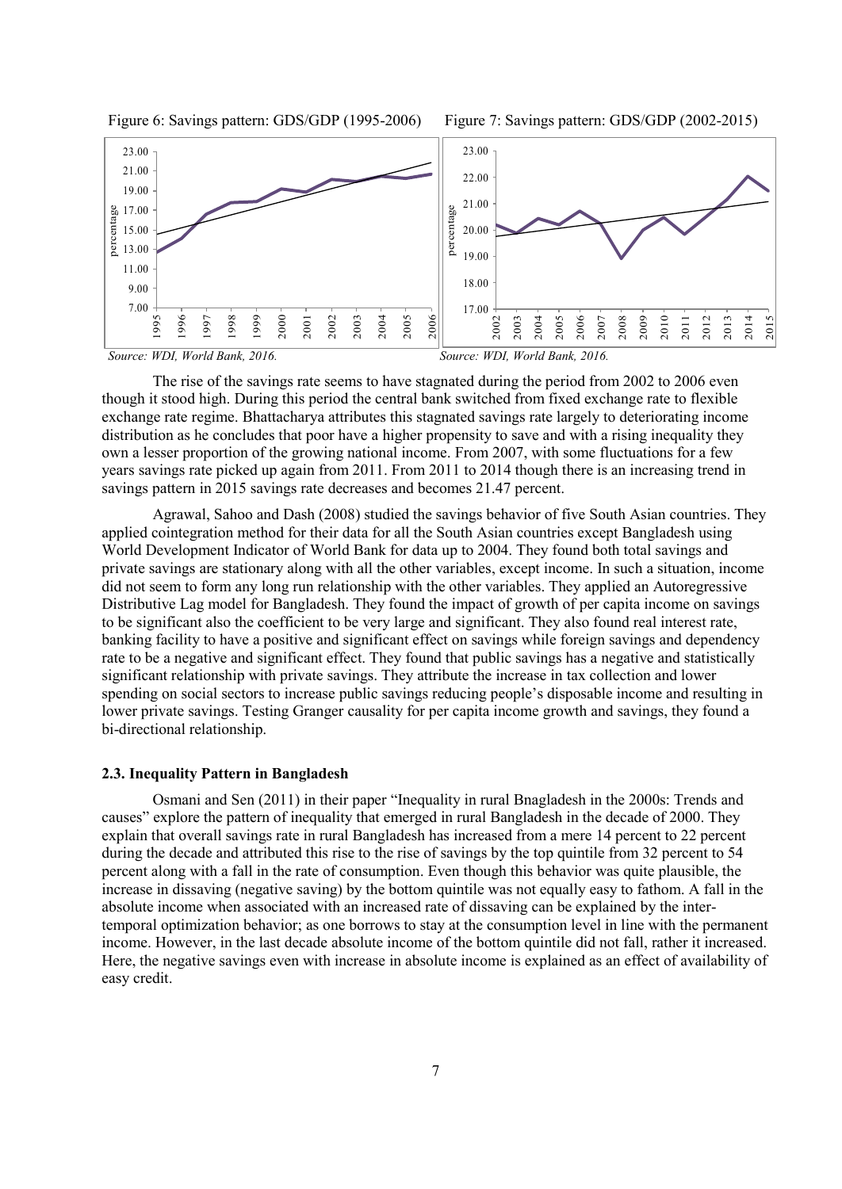Figure 6: Savings pattern: GDS/GDP (1995-2006)

*Source: WDI, World Bank, 2016.*

Figure 7: Savings pattern: GDS/GDP (2002-2015)

*Source: WDI, World Bank, 2016.*

The rise of the savings rate seems to have stagnated during the period from 2002 to 2006 even though it stood high. During this period the central bank switched from fixed exchange rate to flexible exchange rate regime. Bhattacharya attributes this stagnated savings rate largely to deteriorating income distribution as he concludes that poor have a higher propensity to save and with a rising inequality they own a lesser proportion of the growing national income. From 2007, with some fluctuations for a few years savings rate picked up again from 2011. From 2011 to 2014 though there is an increasing trend in savings pattern in 2015 savings rate decreases and becomes 21.47 percent.

Agrawal, Sahoo and Dash (2008) studied the savings behavior of five South Asian countries. They applied cointegration method for their data for all the South Asian countries except Bangladesh using World Development Indicator of World Bank for data up to 2004. They found both total savings and private savings are stationary along with all the other variables, except income. In such a situation, income did not seem to form any long run relationship with the other variables. They applied an Autoregressive Distributive Lag model for Bangladesh. They found the impact of growth of per capita income on savings to be significant also the coefficient to be very large and significant. They also found real interest rate, banking facility to have a positive and significant effect on savings while foreign savings and dependency rate to be a negative and significant effect. They found that public savings has a negative and statistically significant relationship with private savings. They attribute the increase in tax collection and lower spending on social sectors to increase public savings reducing people's disposable income and resulting in lower private savings. Testing Granger causality for per capita income growth and savings, they found a bi-directional relationship.

### 2.3. Inequality Pattern in Bangladesh

Osmani and Sen (2011) in their paper "Inequality in rural Bnagladesh in the 2000s: Trends and causes" explore the pattern of inequality that emerged in rural Bangladesh in the decade of 2000. They explain that overall savings rate in rural Bangladesh has increased from a mere 14 percent to 22 percent during the decade and attributed this rise to the rise of savings by the top quintile from 32 percent to 54 percent along with a fall in the rate of consumption. Even though this behavior was quite plausible, the increase in dissaving (negative saving) by the bottom quintile was not equally easy to fathom. A fall in the absolute income when associated with an increased rate of dissaving can be explained by the inter-temporal optimization behavior; as one borrows to stay at the consumption level in line with the permanent income. However, in the last decade absolute income of the bottom quintile did not fall, rather it increased. Here, the negative savings even with increase in absolute income is explained as an effect of availability of easy credit.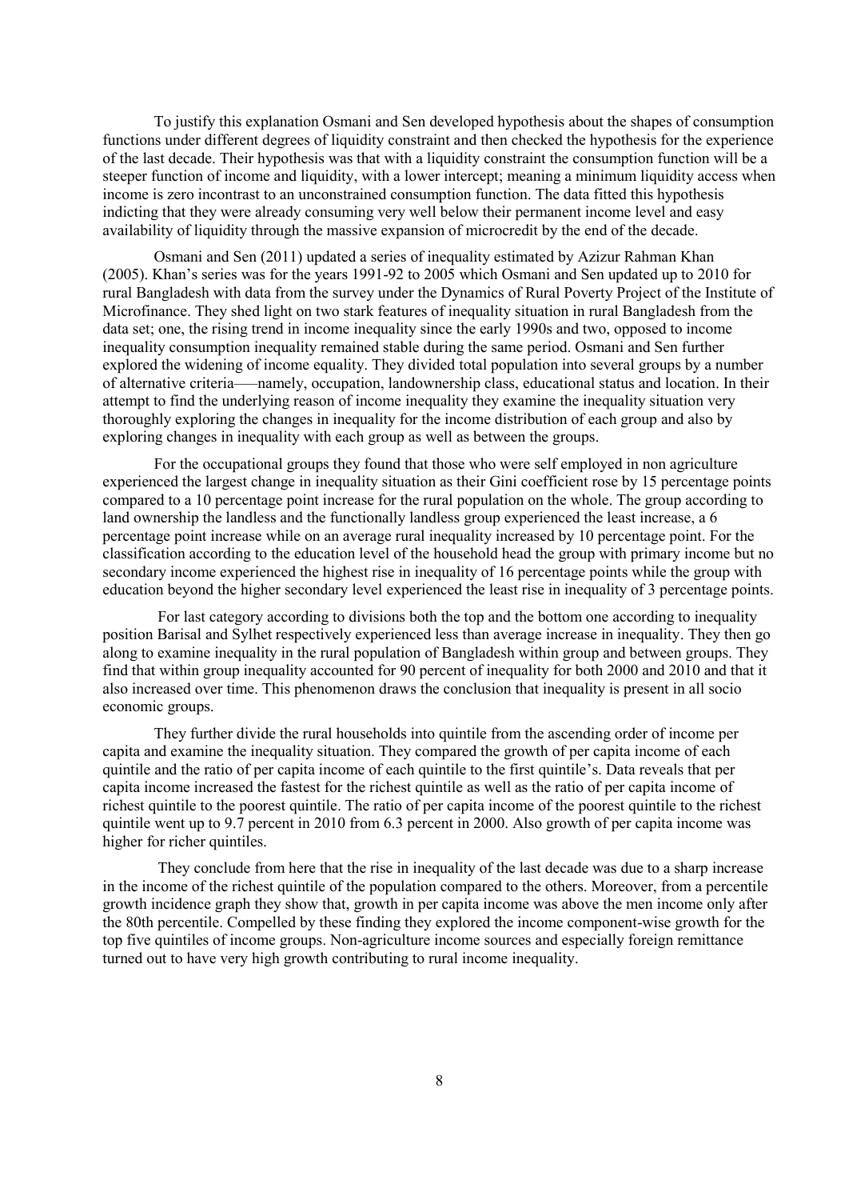To justify this explanation Osmani and Sen developed hypothesis about the shapes of consumption functions under different degrees of liquidity constraint and then checked the hypothesis for the experience of the last decade. Their hypothesis was that with a liquidity constraint the consumption function will be a steeper function of income and liquidity, with a lower intercept; meaning a minimum liquidity access when income is zero incontrast to an unconstrained consumption function. The data fitted this hypothesis indicting that they were already consuming very well below their permanent income level and easy availability of liquidity through the massive expansion of microcredit by the end of the decade.

Osmani and Sen (2011) updated a series of inequality estimated by Azizur Rahman Khan (2005). Khan's series was for the years 1991-92 to 2005 which Osmani and Sen updated up to 2010 for rural Bangladesh with data from the survey under the Dynamics of Rural Poverty Project of the Institute of Microfinance. They shed light on two stark features of inequality situation in rural Bangladesh from the data set; one, the rising trend in income inequality since the early 1990s and two, opposed to income inequality consumption inequality remained stable during the same period. Osmani and Sen further explored the widening of income equality. They divided total population into several groups by a number of alternative criteria––namely, occupation, landownership class, educational status and location. In their attempt to find the underlying reason of income inequality they examine the inequality situation very thoroughly exploring the changes in inequality for the income distribution of each group and also by exploring changes in inequality with each group as well as between the groups.

For the occupational groups they found that those who were self employed in non agriculture experienced the largest change in inequality situation as their Gini coefficient rose by 15 percentage points compared to a 10 percentage point increase for the rural population on the whole. The group according to land ownership the landless and the functionally landless group experienced the least increase, a 6 percentage point increase while on an average rural inequality increased by 10 percentage point. For the classification according to the education level of the household head the group with primary income but no secondary income experienced the highest rise in inequality of 16 percentage points while the group with education beyond the higher secondary level experienced the least rise in inequality of 3 percentage points.

For last category according to divisions both the top and the bottom one according to inequality position Barisal and Sylhet respectively experienced less than average increase in inequality. They then go along to examine inequality in the rural population of Bangladesh within group and between groups. They find that within group inequality accounted for 90 percent of inequality for both 2000 and 2010 and that it also increased over time. This phenomenon draws the conclusion that inequality is present in all socio economic groups.

They further divide the rural households into quintile from the ascending order of income per capita and examine the inequality situation. They compared the growth of per capita income of each quintile and the ratio of per capita income of each quintile to the first quintile's. Data reveals that per capita income increased the fastest for the richest quintile as well as the ratio of per capita income of richest quintile to the poorest quintile. The ratio of per capita income of the poorest quintile to the richest quintile went up to 9.7 percent in 2010 from 6.3 percent in 2000. Also growth of per capita income was higher for richer quintiles.

They conclude from here that the rise in inequality of the last decade was due to a sharp increase in the income of the richest quintile of the population compared to the others. Moreover, from a percentile growth incidence graph they show that, growth in per capita income was above the men income only after the 80th percentile. Compelled by these finding they explored the income component-wise growth for the top five quintiles of income groups. Non-agriculture income sources and especially foreign remittance turned out to have very high growth contributing to rural income inequality.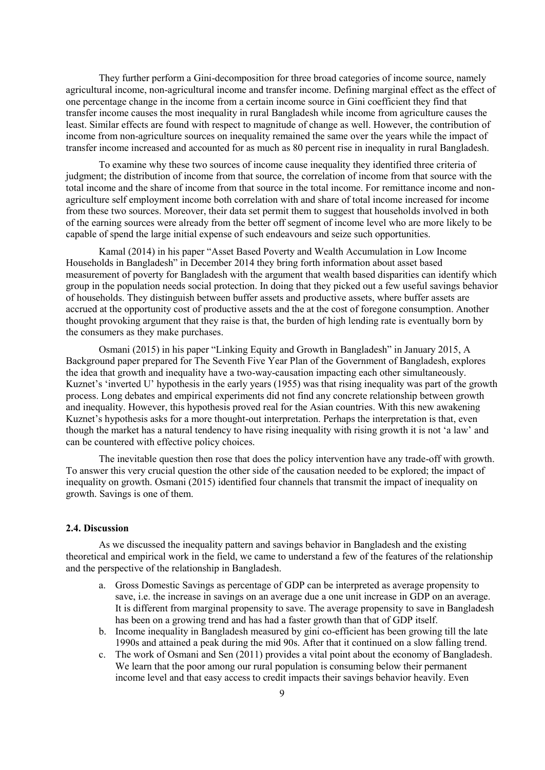They further perform a Gini-decomposition for three broad categories of income source, namely agricultural income, non-agricultural income and transfer income. Defining marginal effect as the effect of one percentage change in the income from a certain income source in Gini coefficient they find that transfer income causes the most inequality in rural Bangladesh while income from agriculture causes the least. Similar effects are found with respect to magnitude of change as well. However, the contribution of income from non-agriculture sources on inequality remained the same over the years while the impact of transfer income increased and accounted for as much as 80 percent rise in inequality in rural Bangladesh.

To examine why these two sources of income cause inequality they identified three criteria of judgment; the distribution of income from that source, the correlation of income from that source with the total income and the share of income from that source in the total income. For remittance income and non-agriculture self employment income both correlation with and share of total income increased for income from these two sources. Moreover, their data set permit them to suggest that households involved in both of the earning sources were already from the better off segment of income level who are more likely to be capable of spend the large initial expense of such endeavours and seize such opportunities.

Kamal (2014) in his paper "Asset Based Poverty and Wealth Accumulation in Low Income Households in Bangladesh" in December 2014 they bring forth information about asset based measurement of poverty for Bangladesh with the argument that wealth based disparities can identify which group in the population needs social protection. In doing that they picked out a few useful savings behavior of households. They distinguish between buffer assets and productive assets, where buffer assets are accrued at the opportunity cost of productive assets and the at the cost of foregone consumption. Another thought provoking argument that they raise is that, the burden of high lending rate is eventually born by the consumers as they make purchases.

Osmani (2015) in his paper "Linking Equity and Growth in Bangladesh" in January 2015, A Background paper prepared for The Seventh Five Year Plan of the Government of Bangladesh, explores the idea that growth and inequality have a two-way-causation impacting each other simultaneously. Kuznet's 'inverted U' hypothesis in the early years (1955) was that rising inequality was part of the growth process. Long debates and empirical experiments did not find any concrete relationship between growth and inequality. However, this hypothesis proved real for the Asian countries. With this new awakening Kuznet's hypothesis asks for a more thought-out interpretation. Perhaps the interpretation is that, even though the market has a natural tendency to have rising inequality with rising growth it is not 'a law' and can be countered with effective policy choices.

The inevitable question then rose that does the policy intervention have any trade-off with growth. To answer this very crucial question the other side of the causation needed to be explored; the impact of inequality on growth. Osmani (2015) identified four channels that transmit the impact of inequality on growth. Savings is one of them.

### 2.4. Discussion

As we discussed the inequality pattern and savings behavior in Bangladesh and the existing theoretical and empirical work in the field, we came to understand a few of the features of the relationship and the perspective of the relationship in Bangladesh.

a. Gross Domestic Savings as percentage of GDP can be interpreted as average propensity to save, i.e. the increase in savings on an average due a one unit increase in GDP on an average. It is different from marginal propensity to save. The average propensity to save in Bangladesh has been on a growing trend and has had a faster growth than that of GDP itself.
b. Income inequality in Bangladesh measured by gini co-efficient has been growing till the late 1990s and attained a peak during the mid 90s. After that it continued on a slow falling trend.
c. The work of Osmani and Sen (2011) provides a vital point about the economy of Bangladesh. We learn that the poor among our rural population is consuming below their permanent income level and that easy access to credit impacts their savings behavior heavily. Even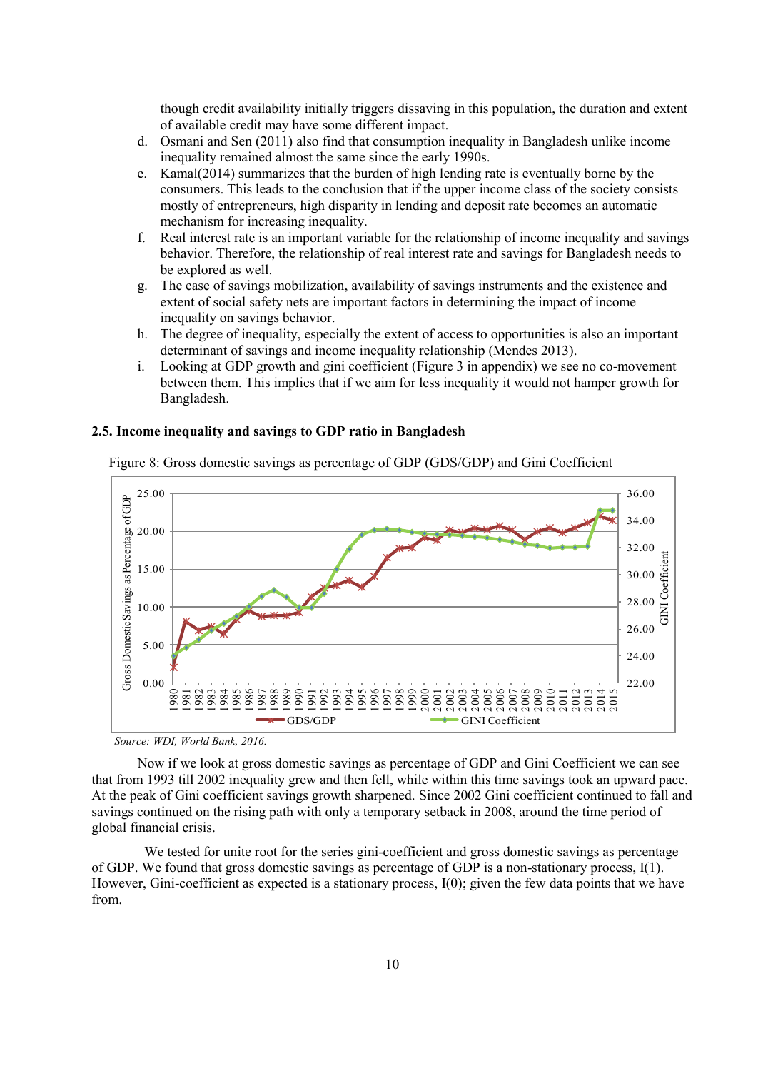though credit availability initially triggers dissaving in this population, the duration and extent of available credit may have some different impact.

d. Osmani and Sen (2011) also find that consumption inequality in Bangladesh unlike income inequality remained almost the same since the early 1990s.
e. Kamal(2014) summarizes that the burden of high lending rate is eventually borne by the consumers. This leads to the conclusion that if the upper income class of the society consists mostly of entrepreneurs, high disparity in lending and deposit rate becomes an automatic mechanism for increasing inequality.
f. Real interest rate is an important variable for the relationship of income inequality and savings behavior. Therefore, the relationship of real interest rate and savings for Bangladesh needs to be explored as well.
g. The ease of savings mobilization, availability of savings instruments and the existence and extent of social safety nets are important factors in determining the impact of income inequality on savings behavior.
h. The degree of inequality, especially the extent of access to opportunities is also an important determinant of savings and income inequality relationship (Mendes 2013).
i. Looking at GDP growth and gini coefficient (Figure 3 in appendix) we see no co-movement between them. This implies that if we aim for less inequality it would not hamper growth for Bangladesh.

### 2.5. Income inequality and savings to GDP ratio in Bangladesh

Figure 8: Gross domestic savings as percentage of GDP (GDS/GDP) and Gini Coefficient

*Source: WDI, World Bank, 2016.*

Now if we look at gross domestic savings as percentage of GDP and Gini Coefficient we can see that from 1993 till 2002 inequality grew and then fell, while within this time savings took an upward pace. At the peak of Gini coefficient savings growth sharpened. Since 2002 Gini coefficient continued to fall and savings continued on the rising path with only a temporary setback in 2008, around the time period of global financial crisis.

We tested for unite root for the series gini-coefficient and gross domestic savings as percentage of GDP. We found that gross domestic savings as percentage of GDP is a non-stationary process, I(1). However, Gini-coefficient as expected is a stationary process, I(0); given the few data points that we have from.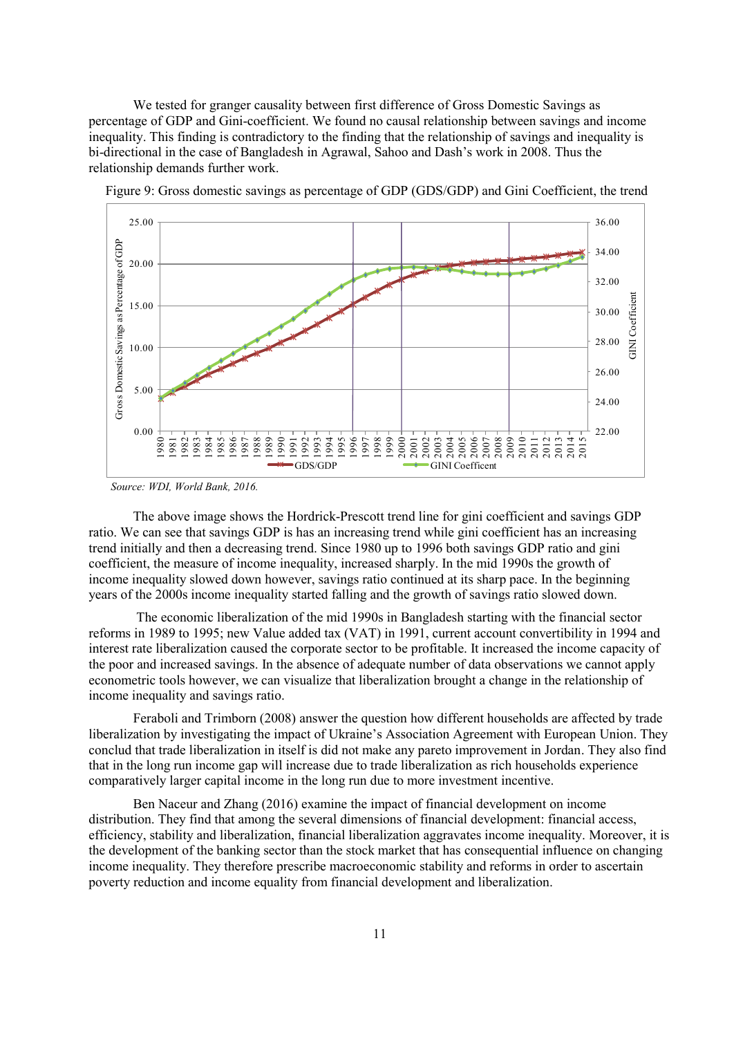We tested for granger causality between first difference of Gross Domestic Savings as percentage of GDP and Gini-coefficient. We found no causal relationship between savings and income inequality. This finding is contradictory to the finding that the relationship of savings and inequality is bi-directional in the case of Bangladesh in Agrawal, Sahoo and Dash's work in 2008. Thus the relationship demands further work.

Figure 9: Gross domestic savings as percentage of GDP (GDS/GDP) and Gini Coefficient, the trend

*Source: WDI, World Bank, 2016.*

The above image shows the Hordrick-Prescott trend line for gini coefficient and savings GDP ratio. We can see that savings GDP is has an increasing trend while gini coefficient has an increasing trend initially and then a decreasing trend. Since 1980 up to 1996 both savings GDP ratio and gini coefficient, the measure of income inequality, increased sharply. In the mid 1990s the growth of income inequality slowed down however, savings ratio continued at its sharp pace. In the beginning years of the 2000s income inequality started falling and the growth of savings ratio slowed down.

The economic liberalization of the mid 1990s in Bangladesh starting with the financial sector reforms in 1989 to 1995; new Value added tax (VAT) in 1991, current account convertibility in 1994 and interest rate liberalization caused the corporate sector to be profitable. It increased the income capacity of the poor and increased savings. In the absence of adequate number of data observations we cannot apply econometric tools however, we can visualize that liberalization brought a change in the relationship of income inequality and savings ratio.

Feraboli and Trimborn (2008) answer the question how different households are affected by trade liberalization by investigating the impact of Ukraine's Association Agreement with European Union. They conclud that trade liberalization in itself is did not make any pareto improvement in Jordan. They also find that in the long run income gap will increase due to trade liberalization as rich households experience comparatively larger capital income in the long run due to more investment incentive.

Ben Naceur and Zhang (2016) examine the impact of financial development on income distribution. They find that among the several dimensions of financial development: financial access, efficiency, stability and liberalization, financial liberalization aggravates income inequality. Moreover, it is the development of the banking sector than the stock market that has consequential influence on changing income inequality. They therefore prescribe macroeconomic stability and reforms in order to ascertain poverty reduction and income equality from financial development and liberalization.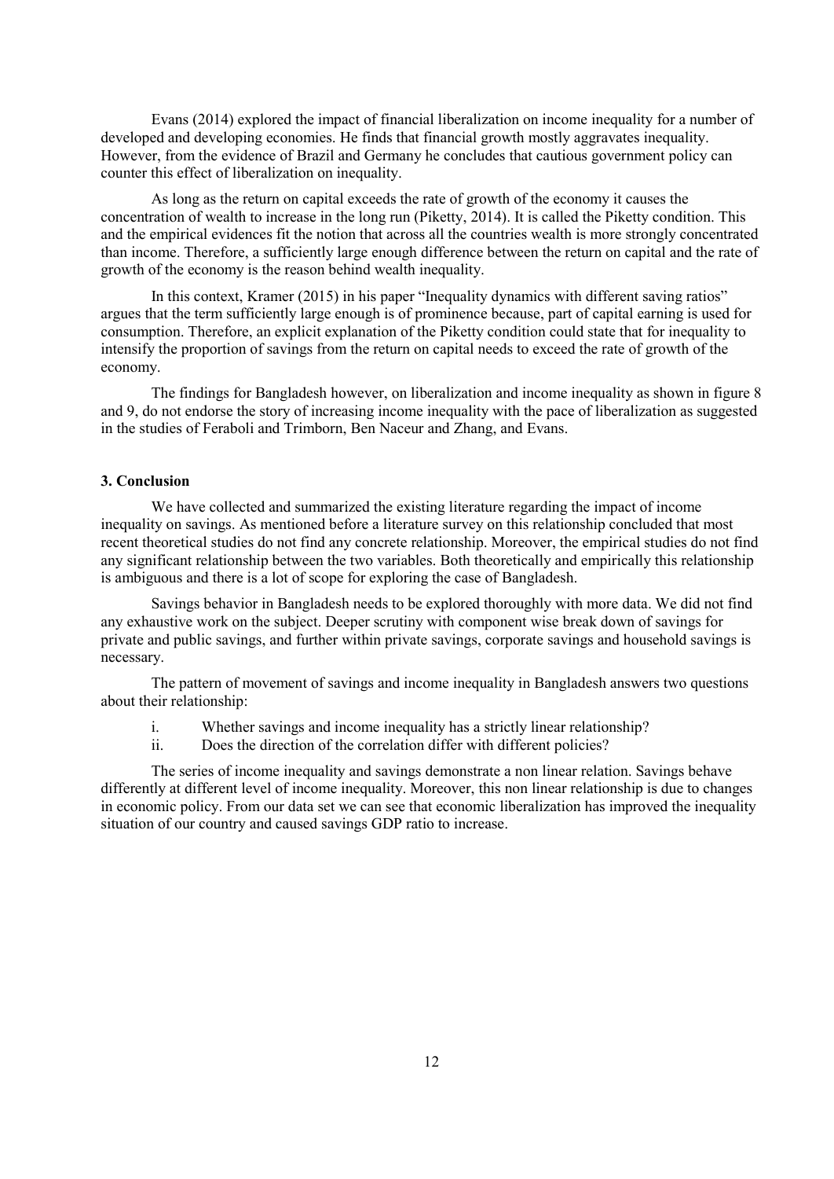Evans (2014) explored the impact of financial liberalization on income inequality for a number of developed and developing economies. He finds that financial growth mostly aggravates inequality. However, from the evidence of Brazil and Germany he concludes that cautious government policy can counter this effect of liberalization on inequality.

As long as the return on capital exceeds the rate of growth of the economy it causes the concentration of wealth to increase in the long run (Piketty, 2014). It is called the Piketty condition. This and the empirical evidences fit the notion that across all the countries wealth is more strongly concentrated than income. Therefore, a sufficiently large enough difference between the return on capital and the rate of growth of the economy is the reason behind wealth inequality.

In this context, Kramer (2015) in his paper "Inequality dynamics with different saving ratios" argues that the term sufficiently large enough is of prominence because, part of capital earning is used for consumption. Therefore, an explicit explanation of the Piketty condition could state that for inequality to intensify the proportion of savings from the return on capital needs to exceed the rate of growth of the economy.

The findings for Bangladesh however, on liberalization and income inequality as shown in figure 8 and 9, do not endorse the story of increasing income inequality with the pace of liberalization as suggested in the studies of Feraboli and Trimborn, Ben Naceur and Zhang, and Evans.

### 3. Conclusion

We have collected and summarized the existing literature regarding the impact of income inequality on savings. As mentioned before a literature survey on this relationship concluded that most recent theoretical studies do not find any concrete relationship. Moreover, the empirical studies do not find any significant relationship between the two variables. Both theoretically and empirically this relationship is ambiguous and there is a lot of scope for exploring the case of Bangladesh.

Savings behavior in Bangladesh needs to be explored thoroughly with more data. We did not find any exhaustive work on the subject. Deeper scrutiny with component wise break down of savings for private and public savings, and further within private savings, corporate savings and household savings is necessary.

The pattern of movement of savings and income inequality in Bangladesh answers two questions about their relationship:

i. Whether savings and income inequality has a strictly linear relationship?
ii. Does the direction of the correlation differ with different policies?

The series of income inequality and savings demonstrate a non linear relation. Savings behave differently at different level of income inequality. Moreover, this non linear relationship is due to changes in economic policy. From our data set we can see that economic liberalization has improved the inequality situation of our country and caused savings GDP ratio to increase.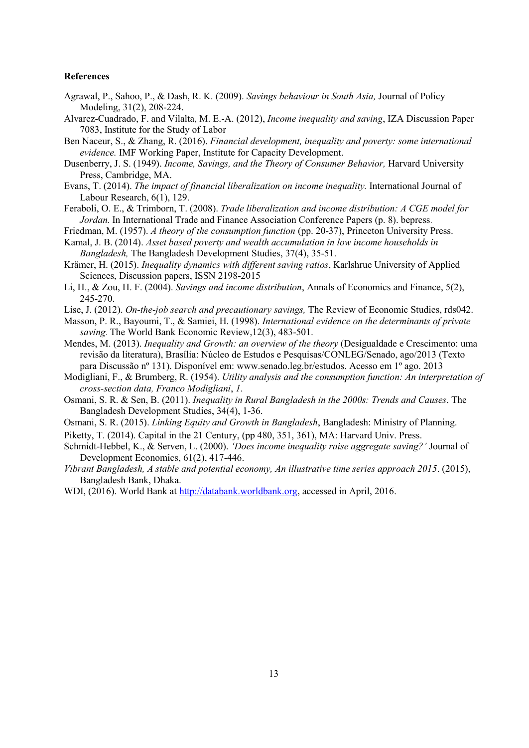**References**

Agrawal, P., Sahoo, P., & Dash, R. K. (2009). *Savings behaviour in South Asia,* Journal of Policy Modeling, 31(2), 208-224.

Alvarez-Cuadrado, F. and Vilalta, M. E.-A. (2012), *Income inequality and saving*, IZA Discussion Paper 7083, Institute for the Study of Labor

Ben Naceur, S., & Zhang, R. (2016). *Financial development, inequality and poverty: some international evidence.* IMF Working Paper, Institute for Capacity Development.

Dusenberry, J. S. (1949). *Income, Savings, and the Theory of Consumer Behavior,* Harvard University Press, Cambridge, MA.

Evans, T. (2014). *The impact of financial liberalization on income inequality.* International Journal of Labour Research, 6(1), 129.

Feraboli, O. E., & Trimborn, T. (2008). *Trade liberalization and income distribution: A CGE model for Jordan.* In International Trade and Finance Association Conference Papers (p. 8). bepress.

Friedman, M. (1957). *A theory of the consumption function* (pp. 20-37), Princeton University Press.

Kamal, J. B. (2014). *Asset based poverty and wealth accumulation in low income households in Bangladesh,* The Bangladesh Development Studies, 37(4), 35-51.

Krämer, H. (2015). *Inequality dynamics with different saving ratios*, Karlshrue University of Applied Sciences, Discussion papers, ISSN 2198-2015

Li, H., & Zou, H. F. (2004). *Savings and income distribution*, Annals of Economics and Finance, 5(2), 245-270.

Lise, J. (2012). *On-the-job search and precautionary savings,* The Review of Economic Studies, rds042.

Masson, P. R., Bayoumi, T., & Samiei, H. (1998). *International evidence on the determinants of private saving.* The World Bank Economic Review,12(3), 483-501.

Mendes, M. (2013). *Inequality and Growth: an overview of the theory* (Desigualdade e Crescimento: uma revisão da literatura), Brasília: Núcleo de Estudos e Pesquisas/CONLEG/Senado, ago/2013 (Texto para Discussão nº 131). Disponível em: www.senado.leg.br/estudos. Acesso em 1º ago. 2013

Modigliani, F., & Brumberg, R. (1954). *Utility analysis and the consumption function: An interpretation of cross-section data, Franco Modigliani*, *1*.

Osmani, S. R. & Sen, B. (2011). *Inequality in Rural Bangladesh in the 2000s: Trends and Causes*. The Bangladesh Development Studies, 34(4), 1-36.

Osmani, S. R. (2015). *Linking Equity and Growth in Bangladesh*, Bangladesh: Ministry of Planning.

Piketty, T. (2014). Capital in the 21 Century, (pp 480, 351, 361), MA: Harvard Univ. Press.

Schmidt-Hebbel, K., & Serven, L. (2000). *'Does income inequality raise aggregate saving?'* Journal of Development Economics, 61(2), 417-446.

*Vibrant Bangladesh, A stable and potential economy, An illustrative time series approach 2015*. (2015), Bangladesh Bank, Dhaka.

WDI, (2016). World Bank at http://databank.worldbank.org, accessed in April, 2016.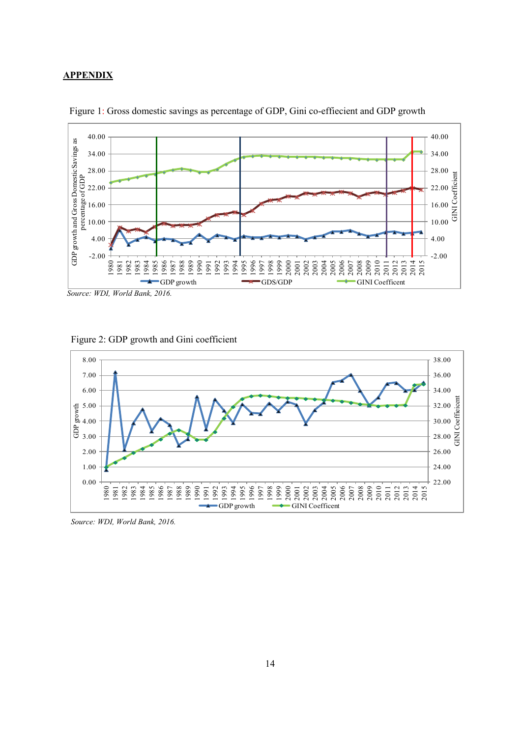# APPENDIX

Figure 1: Gross domestic savings as percentage of GDP, Gini co-effiecient and GDP growth

*Source: WDI, World Bank, 2016.*

Figure 2: GDP growth and Gini coefficient

*Source: WDI, World Bank, 2016.*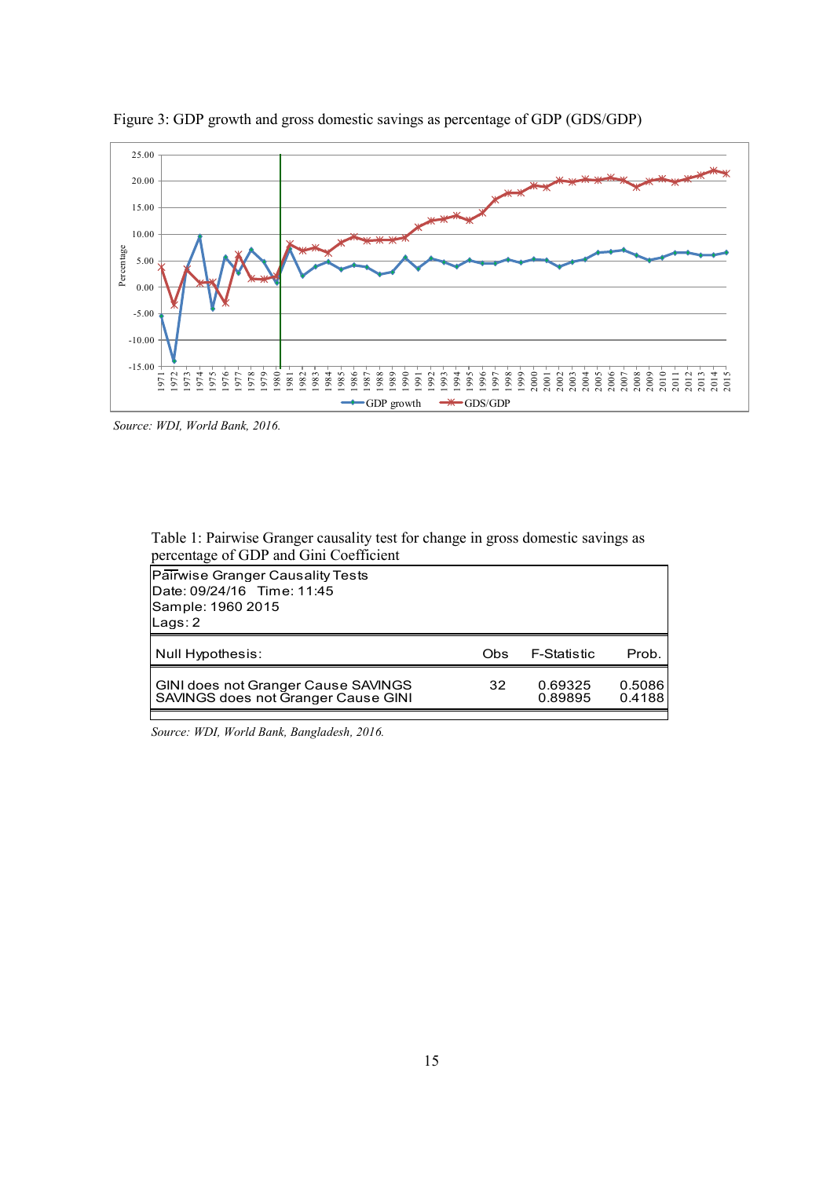Figure 3: GDP growth and gross domestic savings as percentage of GDP (GDS/GDP)

25.00
20.00
15.00
10.00
5.00
0.00
-5.00
-10.00
-15.00

Percentage

1971 1972 1973 1974 1975 1976 1977 1978 1979 1980 1981 1982 1983 1984 1985 1986 1987 1988 1989 1990 1991 1992 1993 1994 1995 1996 1997 1998 1999 2000 2001 2002 2003 2004 2005 2006 2007 2008 2009 2010 2011 2012 2013 2014 2015

GDP growth    GDS/GDP

*Source: WDI, World Bank, 2016.*

Table 1: Pairwise Granger causality test for change in gross domestic savings as percentage of GDP and Gini Coefficient

Pairwise Granger Causality Tests
Date: 09/24/16 Time: 11:45
Sample: 1960 2015
Lags: 2

| Null Hypothesis: | Obs | F-Statistic | Prob. |
|---|---|---|---|
| GINI does not Granger Cause SAVINGS | 32 | 0.69325 | 0.5086 |
| SAVINGS does not Granger Cause GINI | | 0.89895 | 0.4188 |

*Source: WDI, World Bank, Bangladesh, 2016.*